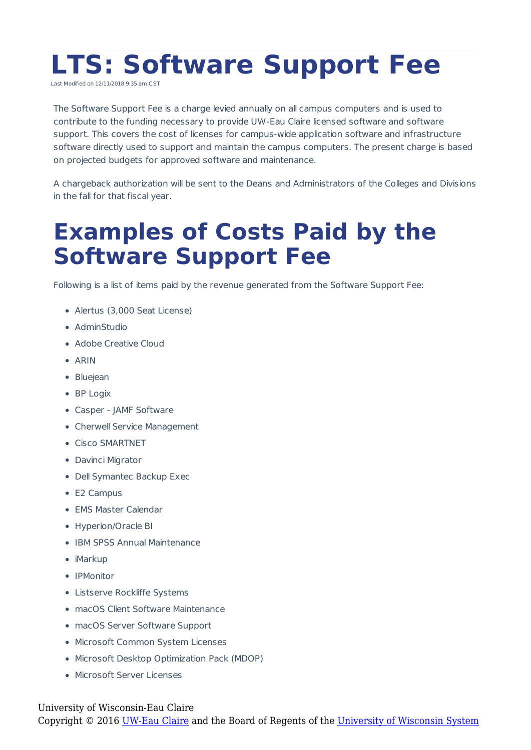# LTS: Software Support Fee

Last Modified on 12/11/2018 9:35 am CST

The Software Support Fee is a charge levied annually on all campus computers and is used to contribute to the funding necessary to provide UW-Eau Claire licensed software and software support. This covers the cost of licenses for campus-wide application software and infrastructure software directly used to support and maintain the campus computers. The present charge is based on projected budgets for approved software and maintenance.

A chargeback authorization will be sent to the Deans and Administrators of the Colleges and Divisions in the fall for that fiscal year.

# Examples of Costs Paid by the Software Support Fee

Following is a list of items paid by the revenue generated from the Software Support Fee:

- Alertus (3,000 Seat License)
- AdminStudio
- Adobe Creative Cloud
- ARIN
- Bluejean
- BP Logix
- Casper - JAMF Software
- Cherwell Service Management
- Cisco SMARTNET
- Davinci Migrator
- Dell Symantec Backup Exec
- E2 Campus
- EMS Master Calendar
- Hyperion/Oracle BI
- IBM SPSS Annual Maintenance
- iMarkup
- IPMonitor
- Listserve Rockliffe Systems
- macOS Client Software Maintenance
- macOS Server Software Support
- Microsoft Common System Licenses
- Microsoft Desktop Optimization Pack (MDOP)
- Microsoft Server Licenses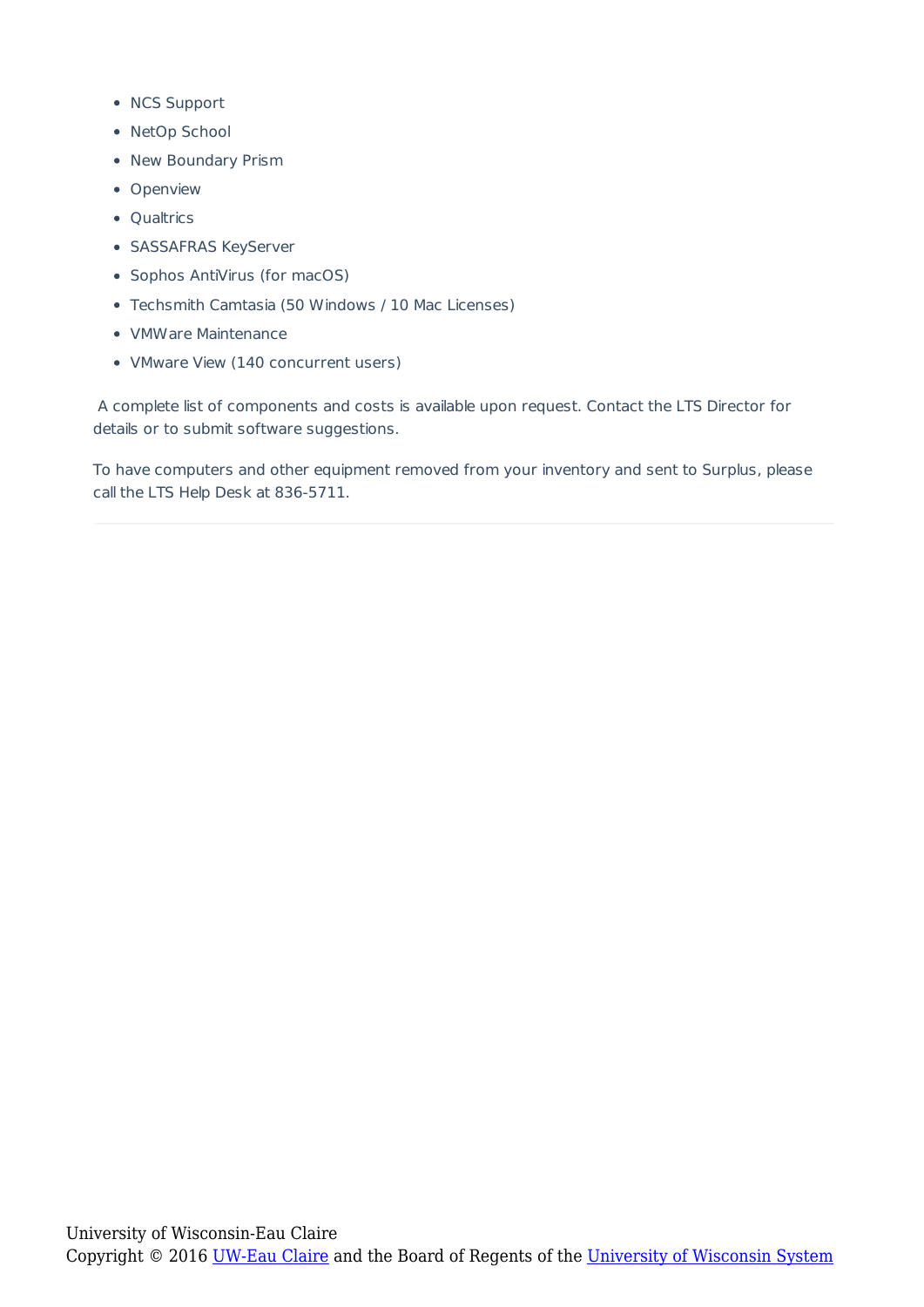- NCS Support
- NetOp School
- New Boundary Prism
- Openview
- Qualtrics
- SASSAFRAS KeyServer
- Sophos AntiVirus (for macOS)
- Techsmith Camtasia (50 Windows / 10 Mac Licenses)
- VMWare Maintenance
- VMware View (140 concurrent users)

A complete list of components and costs is available upon request. Contact the LTS Director for details or to submit software suggestions.

To have computers and other equipment removed from your inventory and sent to Surplus, please call the LTS Help Desk at 836-5711.

---

University of Wisconsin-Eau Claire
Copyright © 2016 UW-Eau Claire and the Board of Regents of the University of Wisconsin System